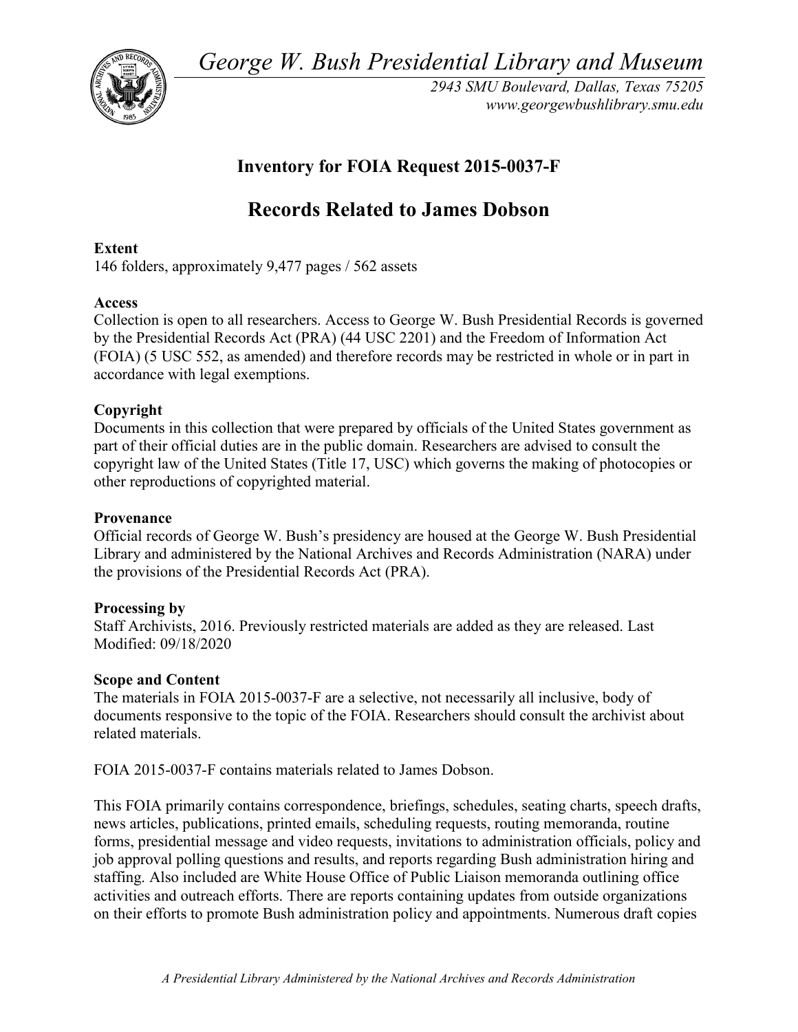*George W. Bush Presidential Library and Museum*

*2943 SMU Boulevard, Dallas, Texas 75205*
*www.georgewbushlibrary.smu.edu*

# Inventory for FOIA Request 2015-0037-F

# Records Related to James Dobson

**Extent**
146 folders, approximately 9,477 pages / 562 assets

**Access**
Collection is open to all researchers. Access to George W. Bush Presidential Records is governed by the Presidential Records Act (PRA) (44 USC 2201) and the Freedom of Information Act (FOIA) (5 USC 552, as amended) and therefore records may be restricted in whole or in part in accordance with legal exemptions.

**Copyright**
Documents in this collection that were prepared by officials of the United States government as part of their official duties are in the public domain. Researchers are advised to consult the copyright law of the United States (Title 17, USC) which governs the making of photocopies or other reproductions of copyrighted material.

**Provenance**
Official records of George W. Bush's presidency are housed at the George W. Bush Presidential Library and administered by the National Archives and Records Administration (NARA) under the provisions of the Presidential Records Act (PRA).

**Processing by**
Staff Archivists, 2016. Previously restricted materials are added as they are released. Last Modified: 09/18/2020

**Scope and Content**
The materials in FOIA 2015-0037-F are a selective, not necessarily all inclusive, body of documents responsive to the topic of the FOIA. Researchers should consult the archivist about related materials.

FOIA 2015-0037-F contains materials related to James Dobson.

This FOIA primarily contains correspondence, briefings, schedules, seating charts, speech drafts, news articles, publications, printed emails, scheduling requests, routing memoranda, routine forms, presidential message and video requests, invitations to administration officials, policy and job approval polling questions and results, and reports regarding Bush administration hiring and staffing. Also included are White House Office of Public Liaison memoranda outlining office activities and outreach efforts. There are reports containing updates from outside organizations on their efforts to promote Bush administration policy and appointments. Numerous draft copies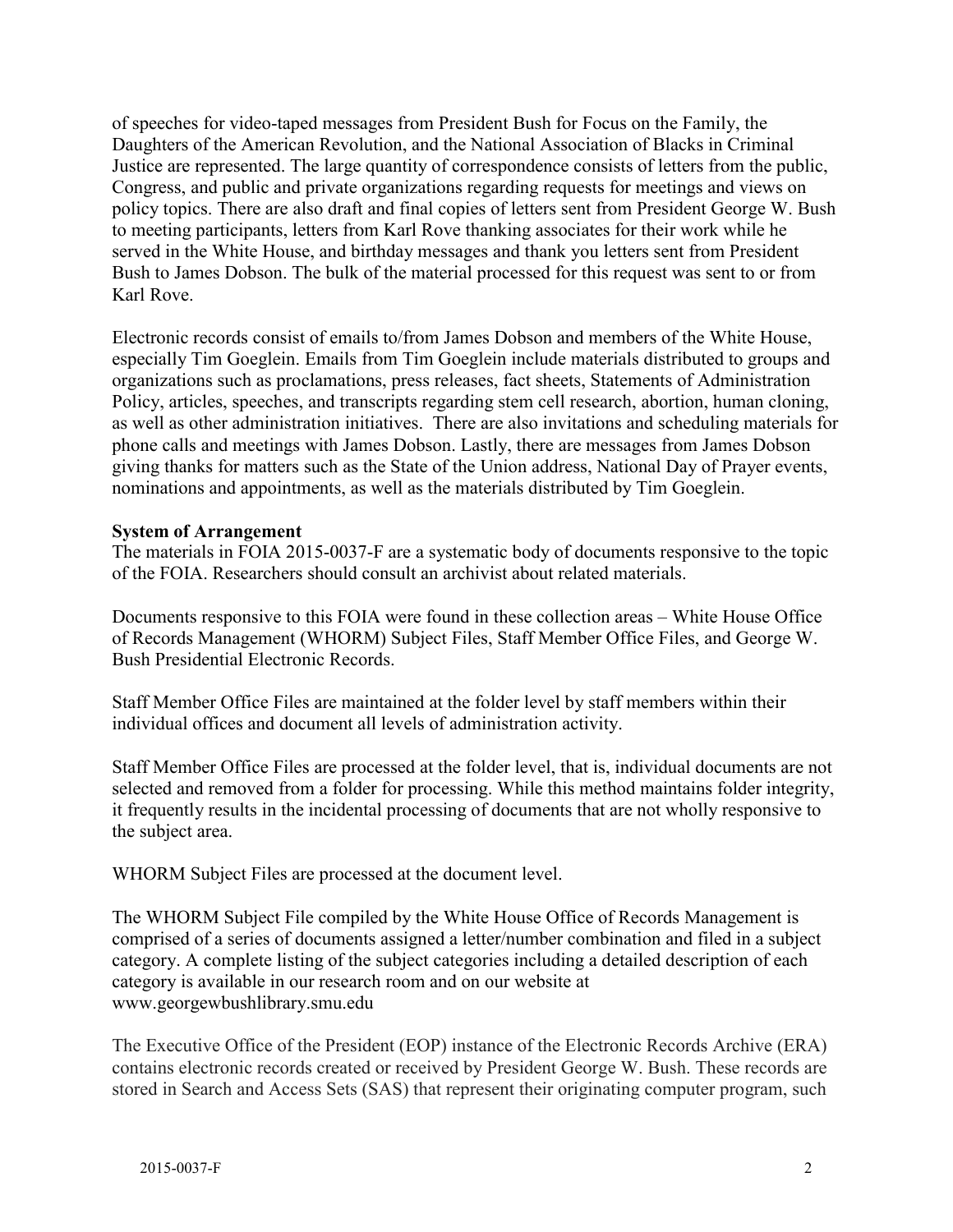of speeches for video-taped messages from President Bush for Focus on the Family, the Daughters of the American Revolution, and the National Association of Blacks in Criminal Justice are represented. The large quantity of correspondence consists of letters from the public, Congress, and public and private organizations regarding requests for meetings and views on policy topics. There are also draft and final copies of letters sent from President George W. Bush to meeting participants, letters from Karl Rove thanking associates for their work while he served in the White House, and birthday messages and thank you letters sent from President Bush to James Dobson. The bulk of the material processed for this request was sent to or from Karl Rove.

Electronic records consist of emails to/from James Dobson and members of the White House, especially Tim Goeglein. Emails from Tim Goeglein include materials distributed to groups and organizations such as proclamations, press releases, fact sheets, Statements of Administration Policy, articles, speeches, and transcripts regarding stem cell research, abortion, human cloning, as well as other administration initiatives. There are also invitations and scheduling materials for phone calls and meetings with James Dobson. Lastly, there are messages from James Dobson giving thanks for matters such as the State of the Union address, National Day of Prayer events, nominations and appointments, as well as the materials distributed by Tim Goeglein.

**System of Arrangement**

The materials in FOIA 2015-0037-F are a systematic body of documents responsive to the topic of the FOIA. Researchers should consult an archivist about related materials.

Documents responsive to this FOIA were found in these collection areas – White House Office of Records Management (WHORM) Subject Files, Staff Member Office Files, and George W. Bush Presidential Electronic Records.

Staff Member Office Files are maintained at the folder level by staff members within their individual offices and document all levels of administration activity.

Staff Member Office Files are processed at the folder level, that is, individual documents are not selected and removed from a folder for processing. While this method maintains folder integrity, it frequently results in the incidental processing of documents that are not wholly responsive to the subject area.

WHORM Subject Files are processed at the document level.

The WHORM Subject File compiled by the White House Office of Records Management is comprised of a series of documents assigned a letter/number combination and filed in a subject category. A complete listing of the subject categories including a detailed description of each category is available in our research room and on our website at www.georgewbushlibrary.smu.edu

The Executive Office of the President (EOP) instance of the Electronic Records Archive (ERA) contains electronic records created or received by President George W. Bush. These records are stored in Search and Access Sets (SAS) that represent their originating computer program, such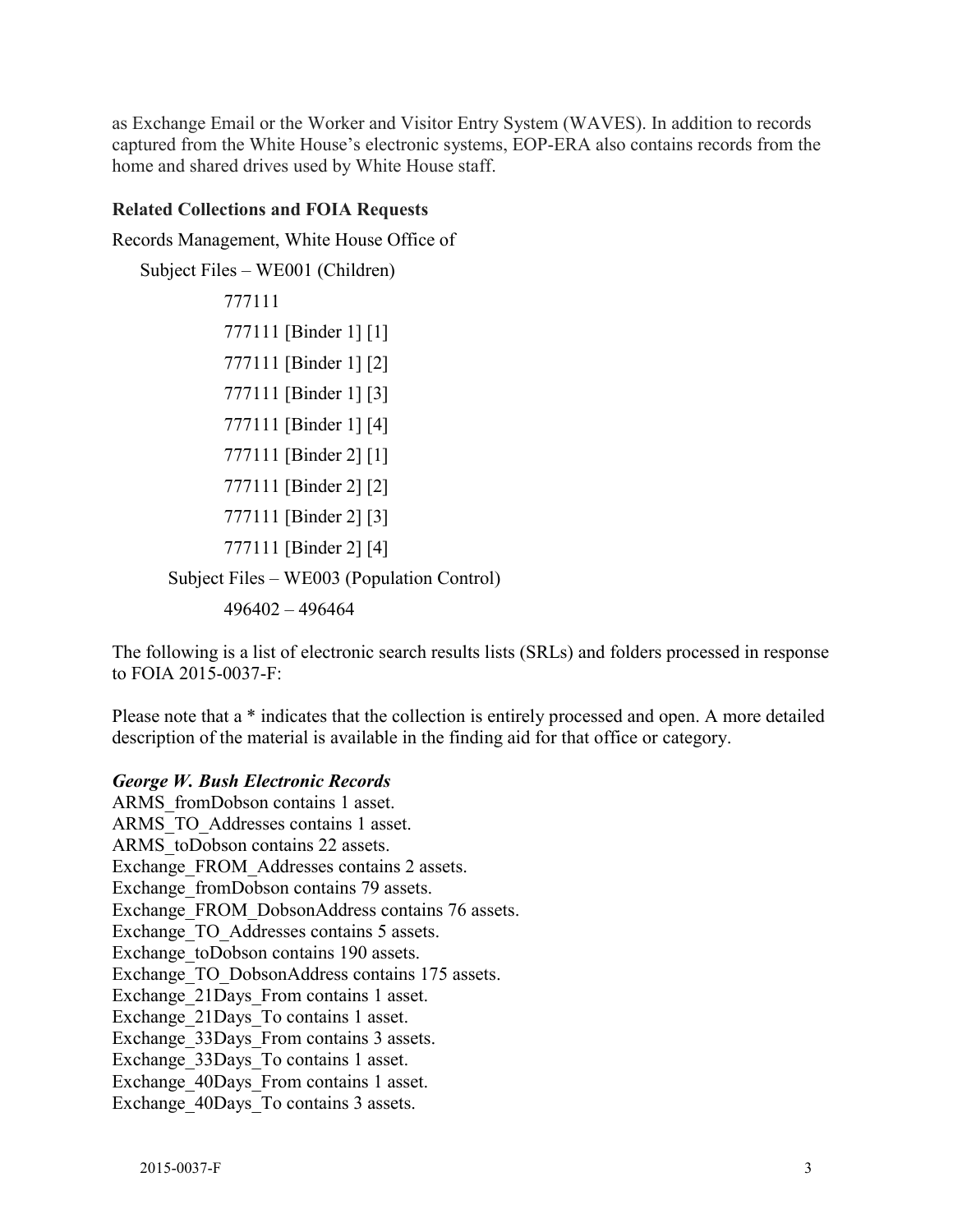as Exchange Email or the Worker and Visitor Entry System (WAVES). In addition to records captured from the White House's electronic systems, EOP-ERA also contains records from the home and shared drives used by White House staff.

**Related Collections and FOIA Requests**

Records Management, White House Office of

Subject Files – WE001 (Children)

777111

777111 [Binder 1] [1]

777111 [Binder 1] [2]

777111 [Binder 1] [3]

777111 [Binder 1] [4]

777111 [Binder 2] [1]

777111 [Binder 2] [2]

777111 [Binder 2] [3]

777111 [Binder 2] [4]

Subject Files – WE003 (Population Control)

496402 – 496464

The following is a list of electronic search results lists (SRLs) and folders processed in response to FOIA 2015-0037-F:

Please note that a * indicates that the collection is entirely processed and open. A more detailed description of the material is available in the finding aid for that office or category.

***George W. Bush Electronic Records***

ARMS_fromDobson contains 1 asset.
ARMS_TO_Addresses contains 1 asset.
ARMS_toDobson contains 22 assets.
Exchange_FROM_Addresses contains 2 assets.
Exchange_fromDobson contains 79 assets.
Exchange_FROM_DobsonAddress contains 76 assets.
Exchange_TO_Addresses contains 5 assets.
Exchange_toDobson contains 190 assets.
Exchange_TO_DobsonAddress contains 175 assets.
Exchange_21Days_From contains 1 asset.
Exchange_21Days_To contains 1 asset.
Exchange_33Days_From contains 3 assets.
Exchange_33Days_To contains 1 asset.
Exchange_40Days_From contains 1 asset.
Exchange_40Days_To contains 3 assets.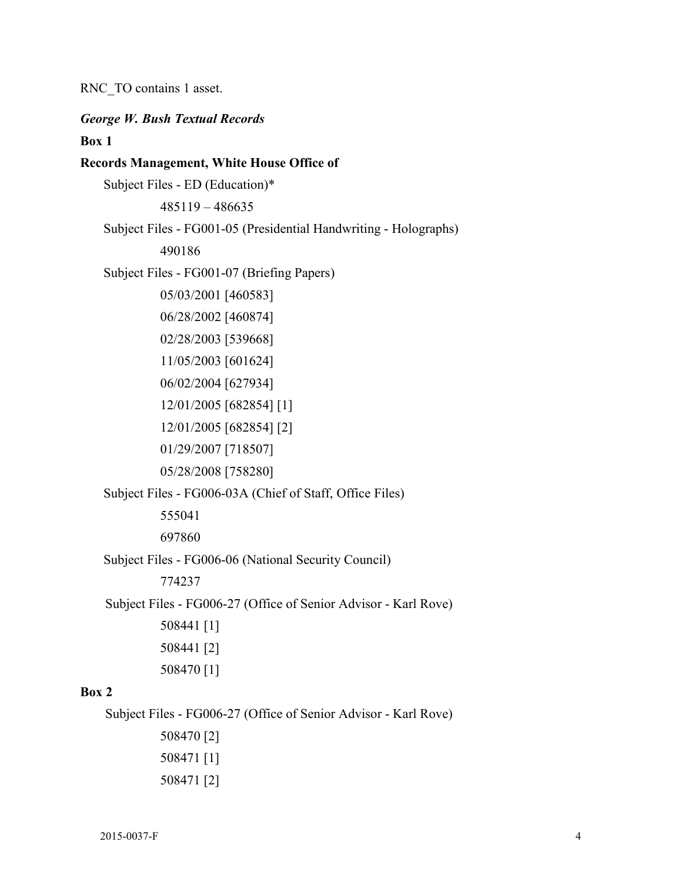RNC_TO contains 1 asset.

***George W. Bush Textual Records***

**Box 1**

**Records Management, White House Office of**

Subject Files - ED (Education)*

485119 – 486635

Subject Files - FG001-05 (Presidential Handwriting - Holographs)

490186

Subject Files - FG001-07 (Briefing Papers)

05/03/2001 [460583]

06/28/2002 [460874]

02/28/2003 [539668]

11/05/2003 [601624]

06/02/2004 [627934]

12/01/2005 [682854] [1]

12/01/2005 [682854] [2]

01/29/2007 [718507]

05/28/2008 [758280]

Subject Files - FG006-03A (Chief of Staff, Office Files)

555041

697860

Subject Files - FG006-06 (National Security Council)

774237

Subject Files - FG006-27 (Office of Senior Advisor - Karl Rove)

508441 [1]

508441 [2]

508470 [1]

**Box 2**

Subject Files - FG006-27 (Office of Senior Advisor - Karl Rove)

508470 [2]

508471 [1]

508471 [2]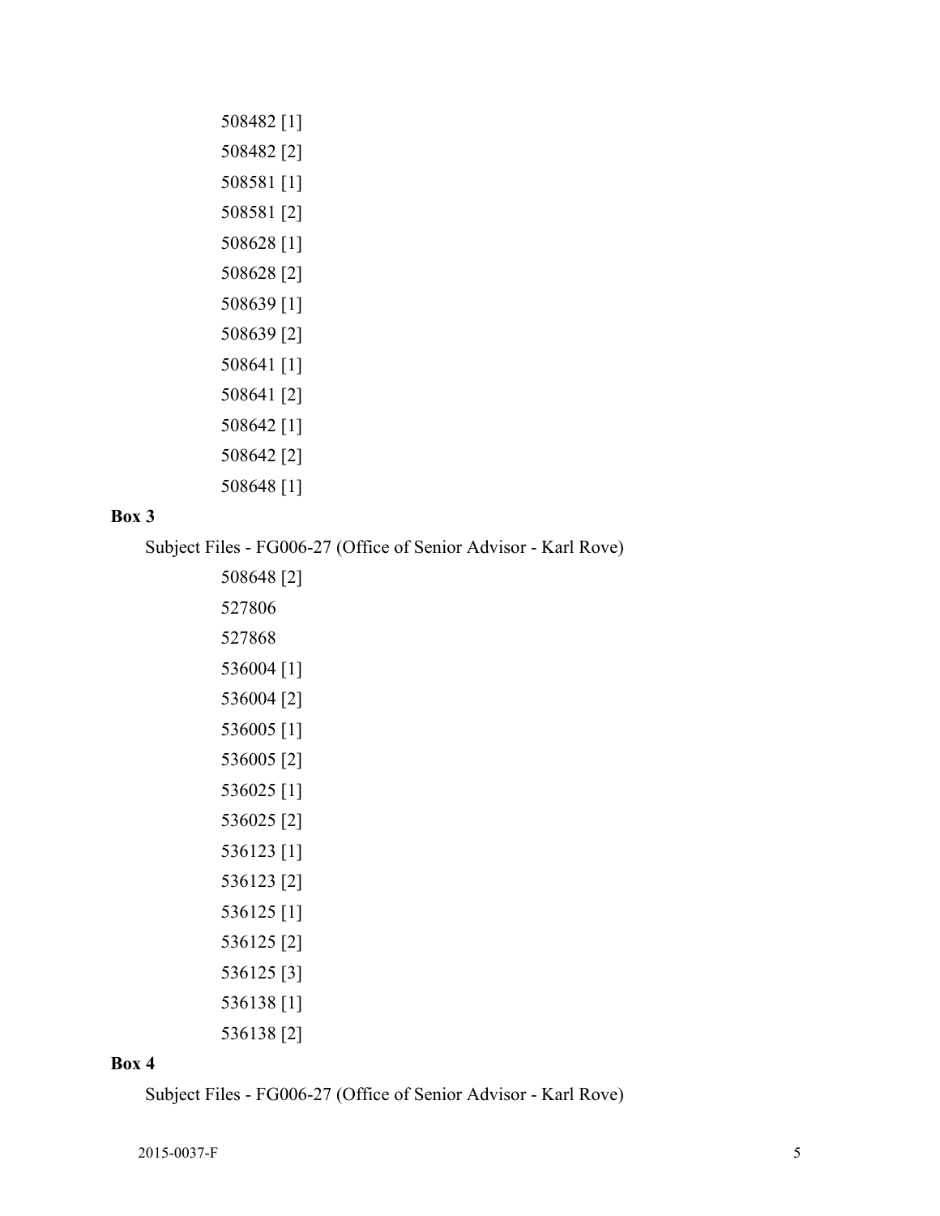508482 [1]

508482 [2]

508581 [1]

508581 [2]

508628 [1]

508628 [2]

508639 [1]

508639 [2]

508641 [1]

508641 [2]

508642 [1]

508642 [2]

508648 [1]

**Box 3**

Subject Files - FG006-27 (Office of Senior Advisor - Karl Rove)

508648 [2]

527806

527868

536004 [1]

536004 [2]

536005 [1]

536005 [2]

536025 [1]

536025 [2]

536123 [1]

536123 [2]

536125 [1]

536125 [2]

536125 [3]

536138 [1]

536138 [2]

**Box 4**

Subject Files - FG006-27 (Office of Senior Advisor - Karl Rove)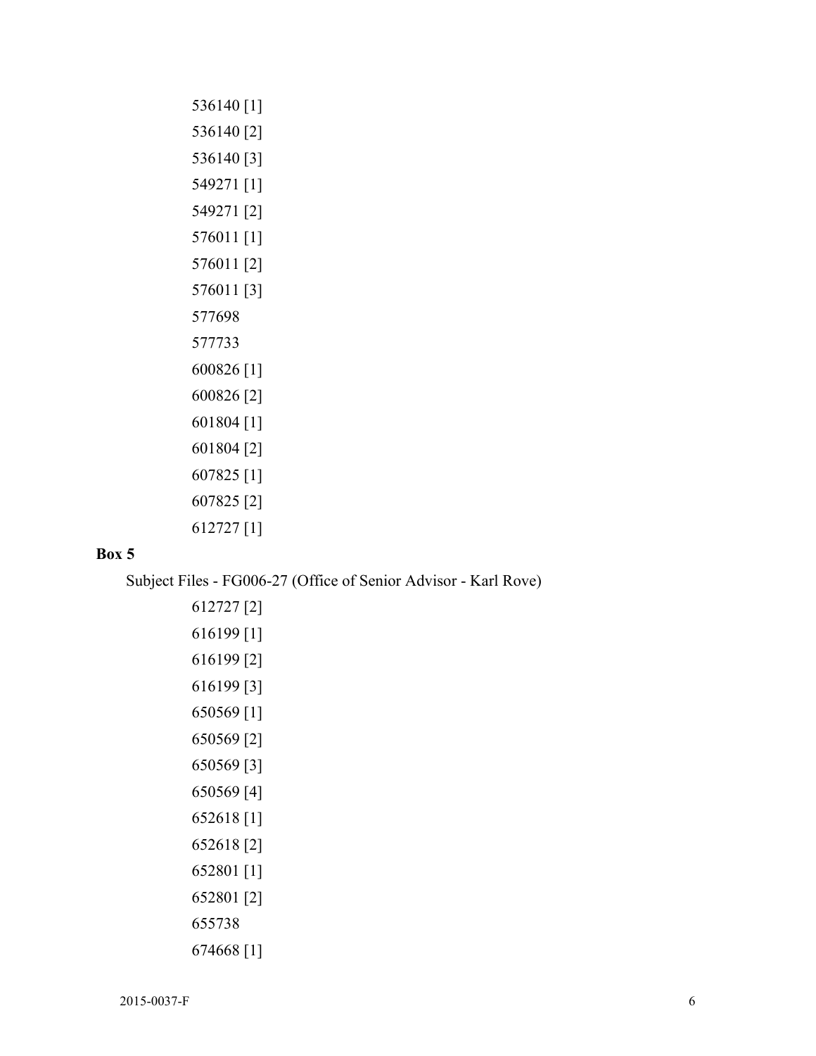536140 [1]

536140 [2]

536140 [3]

549271 [1]

549271 [2]

576011 [1]

576011 [2]

576011 [3]

577698

577733

600826 [1]

600826 [2]

601804 [1]

601804 [2]

607825 [1]

607825 [2]

612727 [1]

**Box 5**

Subject Files - FG006-27 (Office of Senior Advisor - Karl Rove)

612727 [2]

616199 [1]

616199 [2]

616199 [3]

650569 [1]

650569 [2]

650569 [3]

650569 [4]

652618 [1]

652618 [2]

652801 [1]

652801 [2]

655738

674668 [1]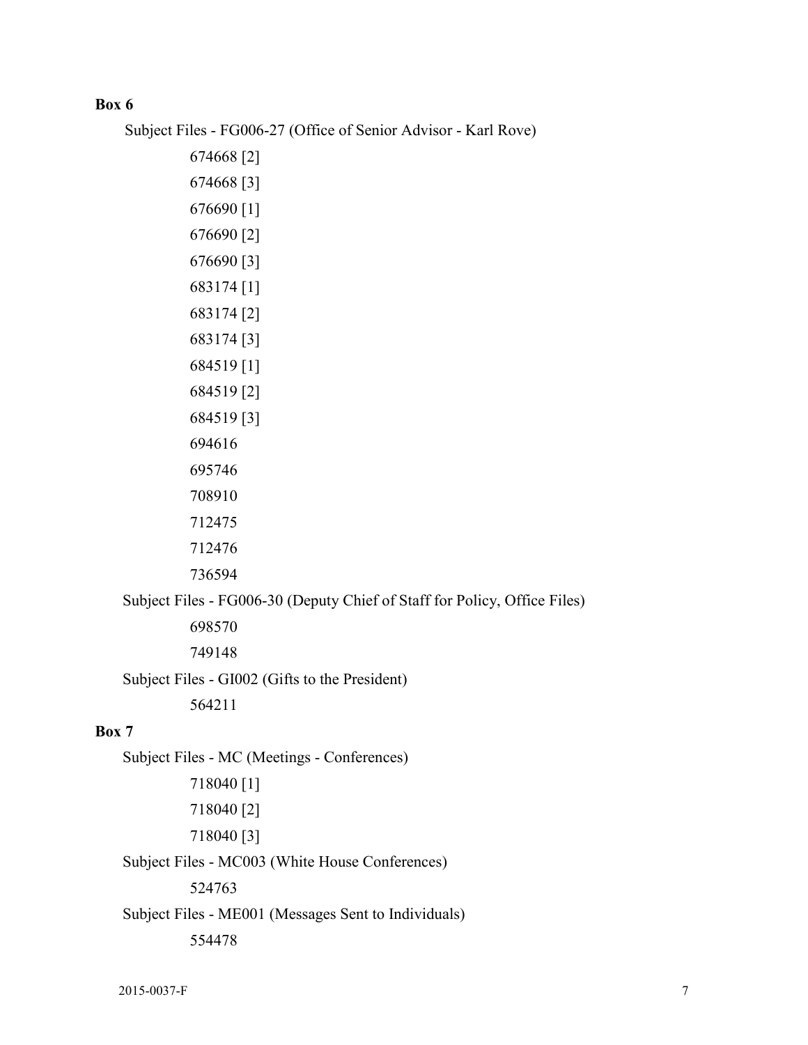**Box 6**

Subject Files - FG006-27 (Office of Senior Advisor - Karl Rove)

- 674668 [2]
- 674668 [3]
- 676690 [1]
- 676690 [2]
- 676690 [3]
- 683174 [1]
- 683174 [2]
- 683174 [3]
- 684519 [1]
- 684519 [2]
- 684519 [3]
- 694616
- 695746
- 708910
- 712475
- 712476
- 736594

Subject Files - FG006-30 (Deputy Chief of Staff for Policy, Office Files)

- 698570
- 749148

Subject Files - GI002 (Gifts to the President)

- 564211

**Box 7**

Subject Files - MC (Meetings - Conferences)

- 718040 [1]
- 718040 [2]
- 718040 [3]

Subject Files - MC003 (White House Conferences)

- 524763

Subject Files - ME001 (Messages Sent to Individuals)

- 554478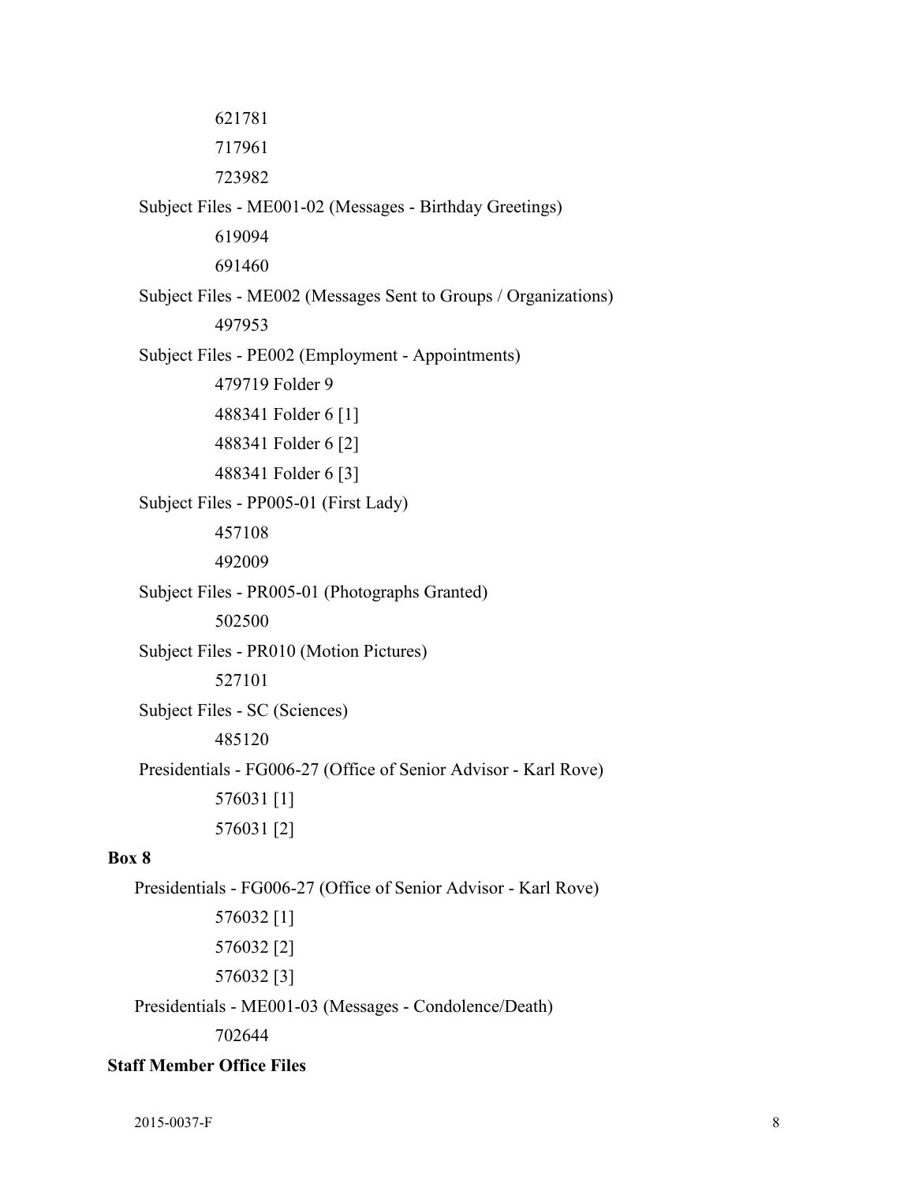621781

717961

723982

Subject Files - ME001-02 (Messages - Birthday Greetings)

619094

691460

Subject Files - ME002 (Messages Sent to Groups / Organizations)

497953

Subject Files - PE002 (Employment - Appointments)

479719 Folder 9

488341 Folder 6 [1]

488341 Folder 6 [2]

488341 Folder 6 [3]

Subject Files - PP005-01 (First Lady)

457108

492009

Subject Files - PR005-01 (Photographs Granted)

502500

Subject Files - PR010 (Motion Pictures)

527101

Subject Files - SC (Sciences)

485120

Presidentials - FG006-27 (Office of Senior Advisor - Karl Rove)

576031 [1]

576031 [2]

**Box 8**

Presidentials - FG006-27 (Office of Senior Advisor - Karl Rove)

576032 [1]

576032 [2]

576032 [3]

Presidentials - ME001-03 (Messages - Condolence/Death)

702644

**Staff Member Office Files**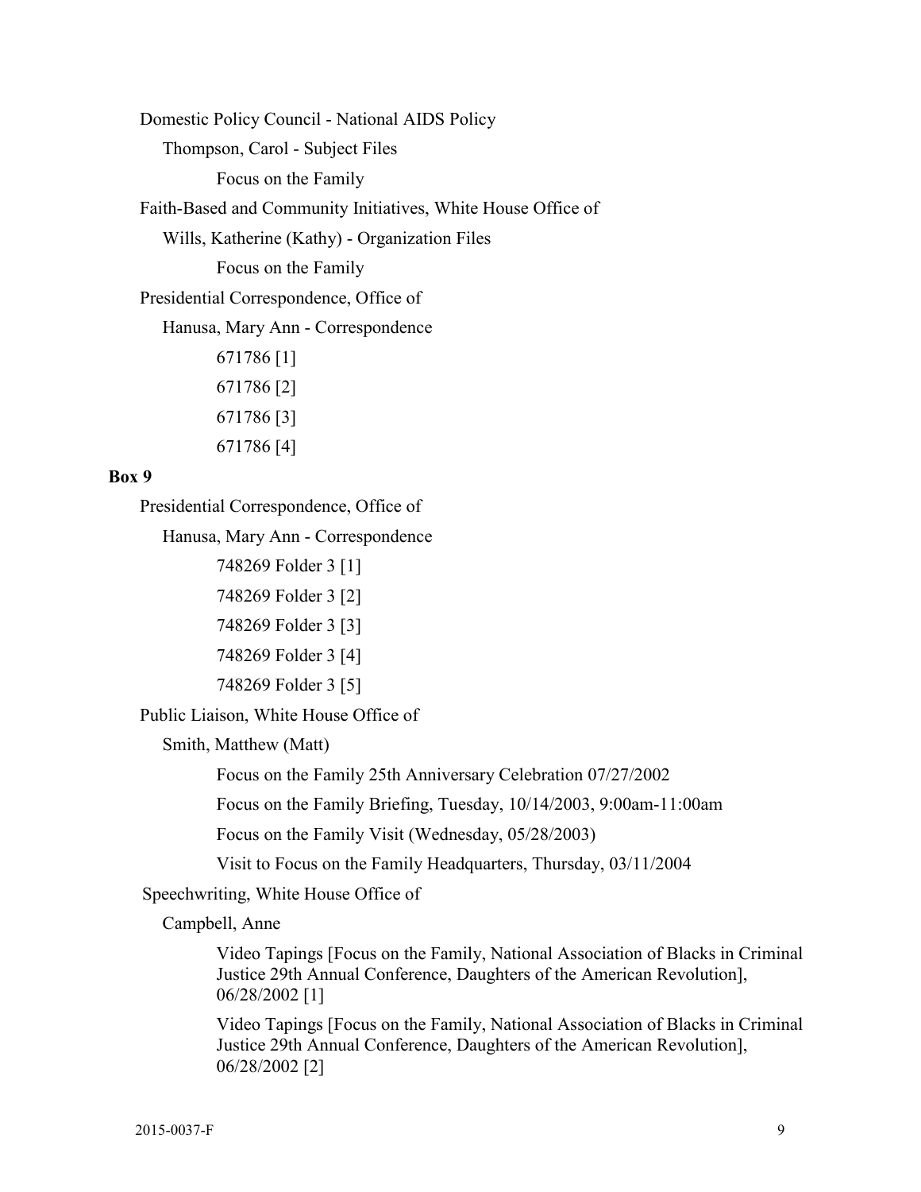Domestic Policy Council - National AIDS Policy

Thompson, Carol - Subject Files

Focus on the Family

Faith-Based and Community Initiatives, White House Office of

Wills, Katherine (Kathy) - Organization Files

Focus on the Family

Presidential Correspondence, Office of

Hanusa, Mary Ann - Correspondence

671786 [1]

671786 [2]

671786 [3]

671786 [4]

**Box 9**

Presidential Correspondence, Office of

Hanusa, Mary Ann - Correspondence

748269 Folder 3 [1]

748269 Folder 3 [2]

748269 Folder 3 [3]

748269 Folder 3 [4]

748269 Folder 3 [5]

Public Liaison, White House Office of

Smith, Matthew (Matt)

Focus on the Family 25th Anniversary Celebration 07/27/2002

Focus on the Family Briefing, Tuesday, 10/14/2003, 9:00am-11:00am

Focus on the Family Visit (Wednesday, 05/28/2003)

Visit to Focus on the Family Headquarters, Thursday, 03/11/2004

Speechwriting, White House Office of

Campbell, Anne

Video Tapings [Focus on the Family, National Association of Blacks in Criminal Justice 29th Annual Conference, Daughters of the American Revolution], 06/28/2002 [1]

Video Tapings [Focus on the Family, National Association of Blacks in Criminal Justice 29th Annual Conference, Daughters of the American Revolution], 06/28/2002 [2]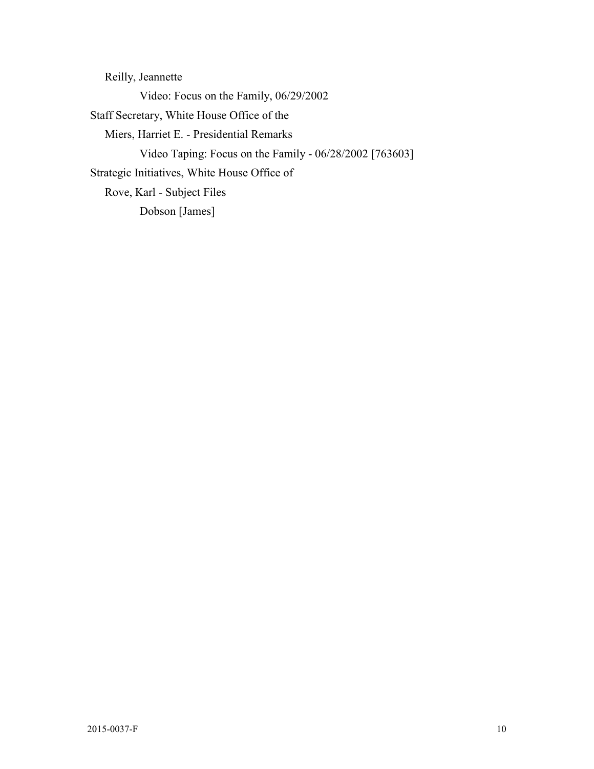Reilly, Jeannette

Video: Focus on the Family, 06/29/2002

Staff Secretary, White House Office of the

Miers, Harriet E. - Presidential Remarks

Video Taping: Focus on the Family - 06/28/2002 [763603]

Strategic Initiatives, White House Office of

Rove, Karl - Subject Files

Dobson [James]